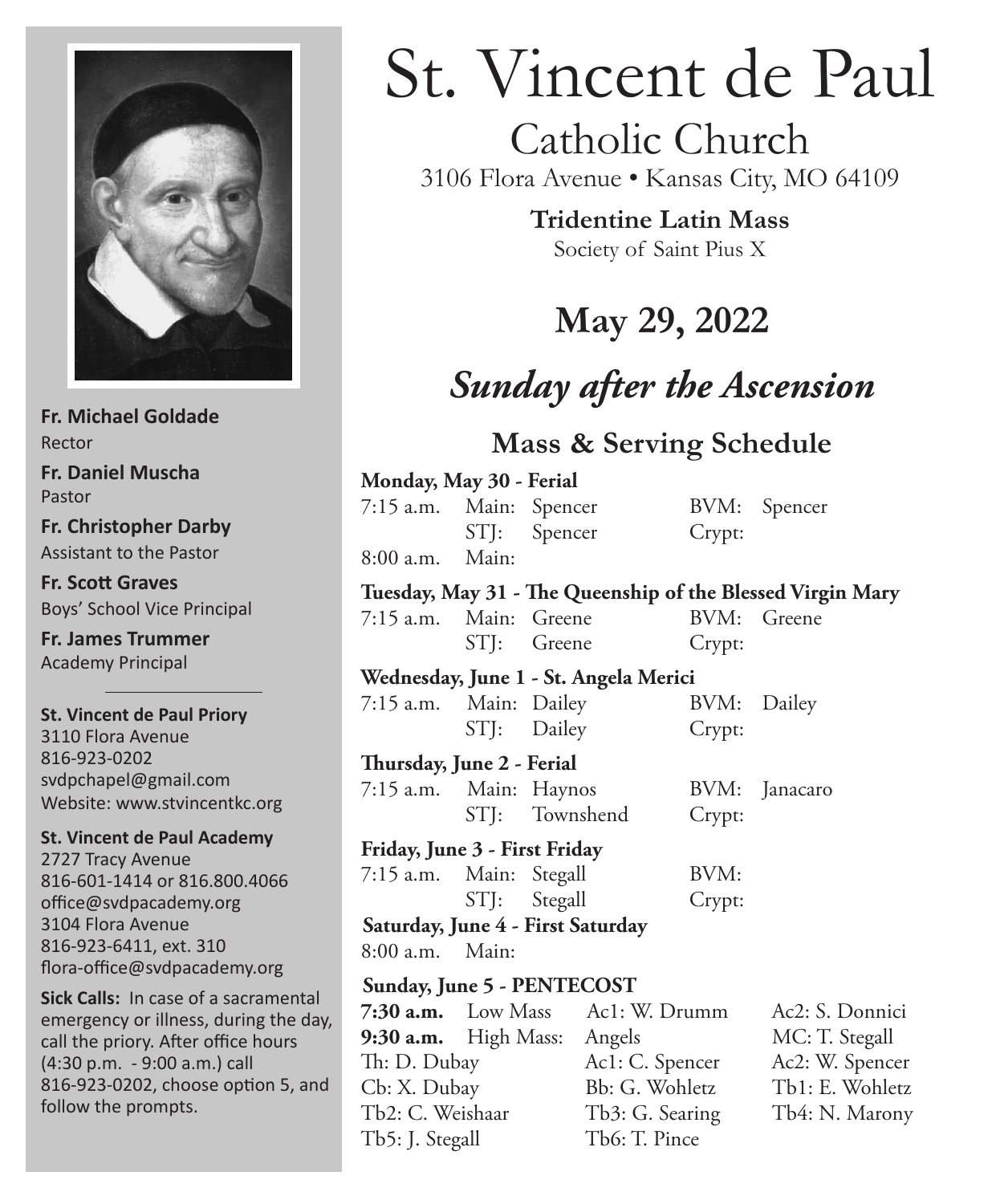# St. Vincent de Paul

## Catholic Church

3106 Flora Avenue • Kansas City, MO 64109

**Tridentine Latin Mass**

Society of Saint Pius X

## May 29, 2022

## *Sunday after the Ascension*

### Mass & Serving Schedule

**Monday, May 30 - Ferial**

| | | | | |
|---|---|---|---|---|
| 7:15 a.m. | Main: | Spencer | BVM: | Spencer |
| | STJ: | Spencer | Crypt: | |
| 8:00 a.m. | Main: | | | |

**Tuesday, May 31 - The Queenship of the Blessed Virgin Mary**

| | | | | |
|---|---|---|---|---|
| 7:15 a.m. | Main: | Greene | BVM: | Greene |
| | STJ: | Greene | Crypt: | |

**Wednesday, June 1 - St. Angela Merici**

| | | | | |
|---|---|---|---|---|
| 7:15 a.m. | Main: | Dailey | BVM: | Dailey |
| | STJ: | Dailey | Crypt: | |

**Thursday, June 2 - Ferial**

| | | | | |
|---|---|---|---|---|
| 7:15 a.m. | Main: | Haynos | BVM: | Janacaro |
| | STJ: | Townshend | Crypt: | |

**Friday, June 3 - First Friday**

| | | | | |
|---|---|---|---|---|
| 7:15 a.m. | Main: | Stegall | BVM: | |
| | STJ: | Stegall | Crypt: | |

**Saturday, June 4 - First Saturday**

8:00 a.m. Main:

**Sunday, June 5 - PENTECOST**

| | | |
|---|---|---|
| **7:30 a.m.** Low Mass | Ac1: W. Drumm | Ac2: S. Donnici |
| **9:30 a.m.** High Mass: | Angels | MC: T. Stegall |
| Th: D. Dubay | Ac1: C. Spencer | Ac2: W. Spencer |
| Cb: X. Dubay | Bb: G. Wohletz | Tb1: E. Wohletz |
| Tb2: C. Weishaar | Tb3: G. Searing | Tb4: N. Marony |
| Tb5: J. Stegall | Tb6: T. Pince | |

---

**Fr. Michael Goldade**
Rector

**Fr. Daniel Muscha**
Pastor

**Fr. Christopher Darby**
Assistant to the Pastor

**Fr. Scott Graves**
Boys' School Vice Principal

**Fr. James Trummer**
Academy Principal

**St. Vincent de Paul Priory**
3110 Flora Avenue
816-923-0202
svdpchapel@gmail.com
Website: www.stvincentkc.org

**St. Vincent de Paul Academy**
2727 Tracy Avenue
816-601-1414 or 816.800.4066
office@svdpacademy.org
3104 Flora Avenue
816-923-6411, ext. 310
flora-office@svdpacademy.org

**Sick Calls:** In case of a sacramental emergency or illness, during the day, call the priory. After office hours (4:30 p.m. - 9:00 a.m.) call 816-923-0202, choose option 5, and follow the prompts.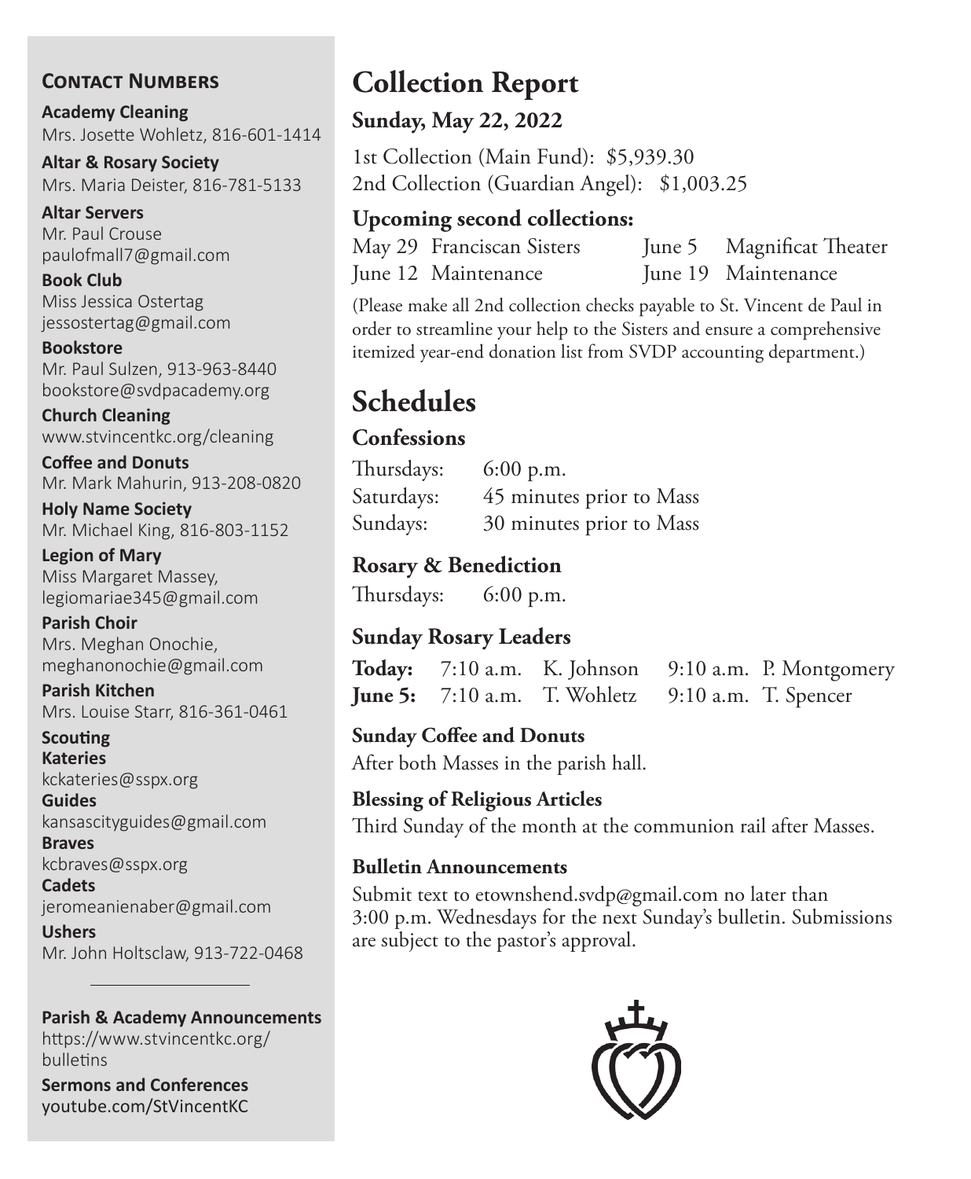## Contact Numbers

**Academy Cleaning**
Mrs. Josette Wohletz, 816-601-1414

**Altar & Rosary Society**
Mrs. Maria Deister, 816-781-5133

**Altar Servers**
Mr. Paul Crouse
paulofmall7@gmail.com

**Book Club**
Miss Jessica Ostertag
jessostertag@gmail.com

**Bookstore**
Mr. Paul Sulzen, 913-963-8440
bookstore@svdpacademy.org

**Church Cleaning**
www.stvincentkc.org/cleaning

**Coffee and Donuts**
Mr. Mark Mahurin, 913-208-0820

**Holy Name Society**
Mr. Michael King, 816-803-1152

**Legion of Mary**
Miss Margaret Massey,
legiomariae345@gmail.com

**Parish Choir**
Mrs. Meghan Onochie,
meghanonochie@gmail.com

**Parish Kitchen**
Mrs. Louise Starr, 816-361-0461

**Scouting**

**Kateries**
kckateries@sspx.org

**Guides**
kansascityguides@gmail.com

**Braves**
kcbraves@sspx.org

**Cadets**
jeromeanienaber@gmail.com

**Ushers**
Mr. John Holtsclaw, 913-722-0468

---

**Parish & Academy Announcements**
https://www.stvincentkc.org/bulletins

**Sermons and Conferences**
youtube.com/StVincentKC

# Collection Report

### Sunday, May 22, 2022

1st Collection (Main Fund): $5,939.30
2nd Collection (Guardian Angel): $1,003.25

### Upcoming second collections:

| | | | |
|---|---|---|---|
| May 29 | Franciscan Sisters | June 5 | Magnificat Theater |
| June 12 | Maintenance | June 19 | Maintenance |

(Please make all 2nd collection checks payable to St. Vincent de Paul in order to streamline your help to the Sisters and ensure a comprehensive itemized year-end donation list from SVDP accounting department.)

# Schedules

### Confessions

| | |
|---|---|
| Thursdays: | 6:00 p.m. |
| Saturdays: | 45 minutes prior to Mass |
| Sundays: | 30 minutes prior to Mass |

### Rosary & Benediction

Thursdays: 6:00 p.m.

### Sunday Rosary Leaders

| | | | | |
|---|---|---|---|---|
| **Today:** | 7:10 a.m. | K. Johnson | 9:10 a.m. | P. Montgomery |
| **June 5:** | 7:10 a.m. | T. Wohletz | 9:10 a.m. | T. Spencer |

### Sunday Coffee and Donuts

After both Masses in the parish hall.

### Blessing of Religious Articles

Third Sunday of the month at the communion rail after Masses.

### Bulletin Announcements

Submit text to etownshend.svdp@gmail.com no later than 3:00 p.m. Wednesdays for the next Sunday's bulletin. Submissions are subject to the pastor's approval.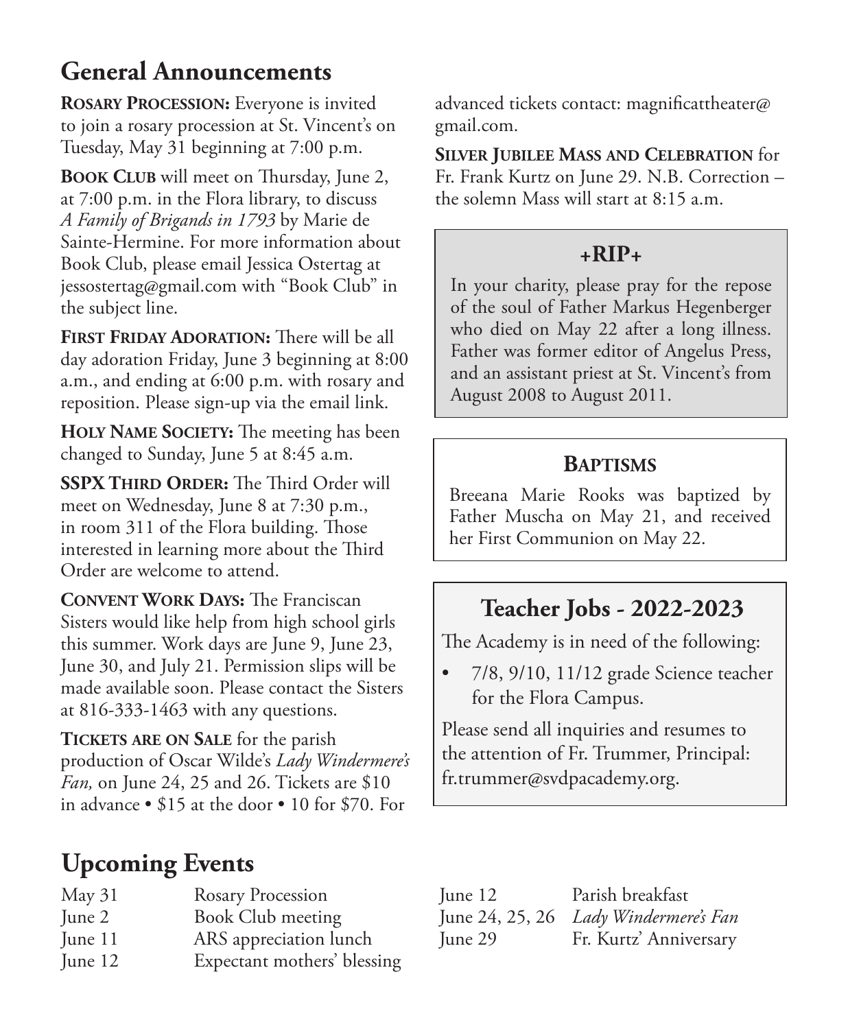## General Announcements

**Rosary Procession:** Everyone is invited to join a rosary procession at St. Vincent's on Tuesday, May 31 beginning at 7:00 p.m.

**Book Club** will meet on Thursday, June 2, at 7:00 p.m. in the Flora library, to discuss *A Family of Brigands in 1793* by Marie de Sainte-Hermine. For more information about Book Club, please email Jessica Ostertag at jessostertag@gmail.com with "Book Club" in the subject line.

**First Friday Adoration:** There will be all day adoration Friday, June 3 beginning at 8:00 a.m., and ending at 6:00 p.m. with rosary and reposition. Please sign-up via the email link.

**Holy Name Society:** The meeting has been changed to Sunday, June 5 at 8:45 a.m.

**SSPX Third Order:** The Third Order will meet on Wednesday, June 8 at 7:30 p.m., in room 311 of the Flora building. Those interested in learning more about the Third Order are welcome to attend.

**Convent Work Days:** The Franciscan Sisters would like help from high school girls this summer. Work days are June 9, June 23, June 30, and July 21. Permission slips will be made available soon. Please contact the Sisters at 816-333-1463 with any questions.

**Tickets are on Sale** for the parish production of Oscar Wilde's *Lady Windermere's Fan,* on June 24, 25 and 26. Tickets are $10 in advance • $15 at the door • 10 for $70. For advanced tickets contact: magnificattheater@gmail.com.

**Silver Jubilee Mass and Celebration** for Fr. Frank Kurtz on June 29. N.B. Correction – the solemn Mass will start at 8:15 a.m.

### +RIP+

In your charity, please pray for the repose of the soul of Father Markus Hegenberger who died on May 22 after a long illness. Father was former editor of Angelus Press, and an assistant priest at St. Vincent's from August 2008 to August 2011.

### Baptisms

Breeana Marie Rooks was baptized by Father Muscha on May 21, and received her First Communion on May 22.

### Teacher Jobs - 2022-2023

The Academy is in need of the following:

- 7/8, 9/10, 11/12 grade Science teacher for the Flora Campus.

Please send all inquiries and resumes to the attention of Fr. Trummer, Principal: fr.trummer@svdpacademy.org.

## Upcoming Events

| Date | Event |
|---|---|
| May 31 | Rosary Procession |
| June 2 | Book Club meeting |
| June 11 | ARS appreciation lunch |
| June 12 | Expectant mothers' blessing |
| June 12 | Parish breakfast |
| June 24, 25, 26 | *Lady Windermere's Fan* |
| June 29 | Fr. Kurtz' Anniversary |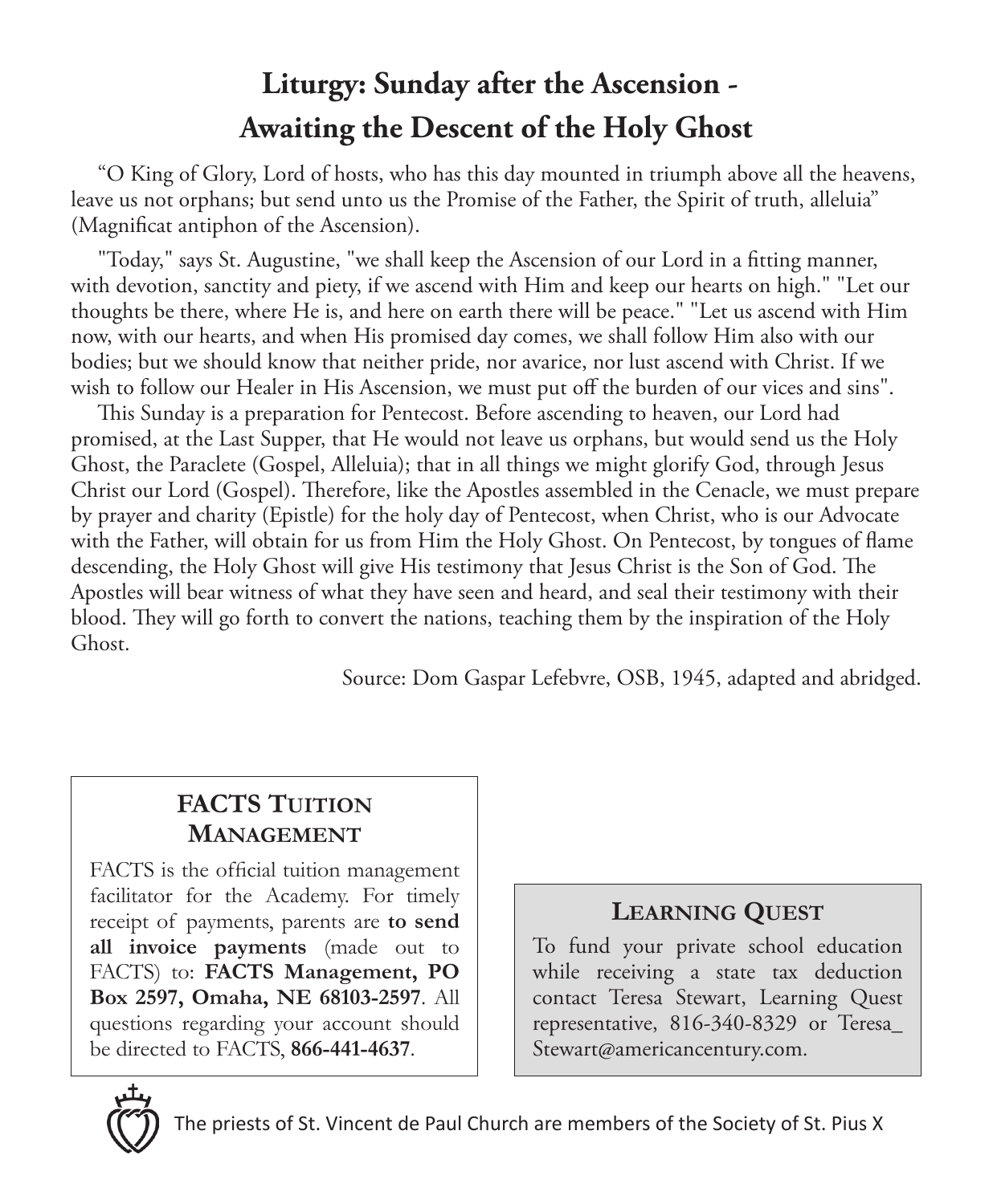# Liturgy: Sunday after the Ascension - Awaiting the Descent of the Holy Ghost

"O King of Glory, Lord of hosts, who has this day mounted in triumph above all the heavens, leave us not orphans; but send unto us the Promise of the Father, the Spirit of truth, alleluia" (Magnificat antiphon of the Ascension).

"Today," says St. Augustine, "we shall keep the Ascension of our Lord in a fitting manner, with devotion, sanctity and piety, if we ascend with Him and keep our hearts on high." "Let our thoughts be there, where He is, and here on earth there will be peace." "Let us ascend with Him now, with our hearts, and when His promised day comes, we shall follow Him also with our bodies; but we should know that neither pride, nor avarice, nor lust ascend with Christ. If we wish to follow our Healer in His Ascension, we must put off the burden of our vices and sins".

This Sunday is a preparation for Pentecost. Before ascending to heaven, our Lord had promised, at the Last Supper, that He would not leave us orphans, but would send us the Holy Ghost, the Paraclete (Gospel, Alleluia); that in all things we might glorify God, through Jesus Christ our Lord (Gospel). Therefore, like the Apostles assembled in the Cenacle, we must prepare by prayer and charity (Epistle) for the holy day of Pentecost, when Christ, who is our Advocate with the Father, will obtain for us from Him the Holy Ghost. On Pentecost, by tongues of flame descending, the Holy Ghost will give His testimony that Jesus Christ is the Son of God. The Apostles will bear witness of what they have seen and heard, and seal their testimony with their blood. They will go forth to convert the nations, teaching them by the inspiration of the Holy Ghost.

Source: Dom Gaspar Lefebvre, OSB, 1945, adapted and abridged.

## FACTS Tuition Management

FACTS is the official tuition management facilitator for the Academy. For timely receipt of payments, parents are **to send all invoice payments** (made out to FACTS) to: **FACTS Management, PO Box 2597, Omaha, NE 68103-2597**. All questions regarding your account should be directed to FACTS, **866-441-4637**.

## Learning Quest

To fund your private school education while receiving a state tax deduction contact Teresa Stewart, Learning Quest representative, 816-340-8329 or Teresa_Stewart@americancentury.com.

The priests of St. Vincent de Paul Church are members of the Society of St. Pius X